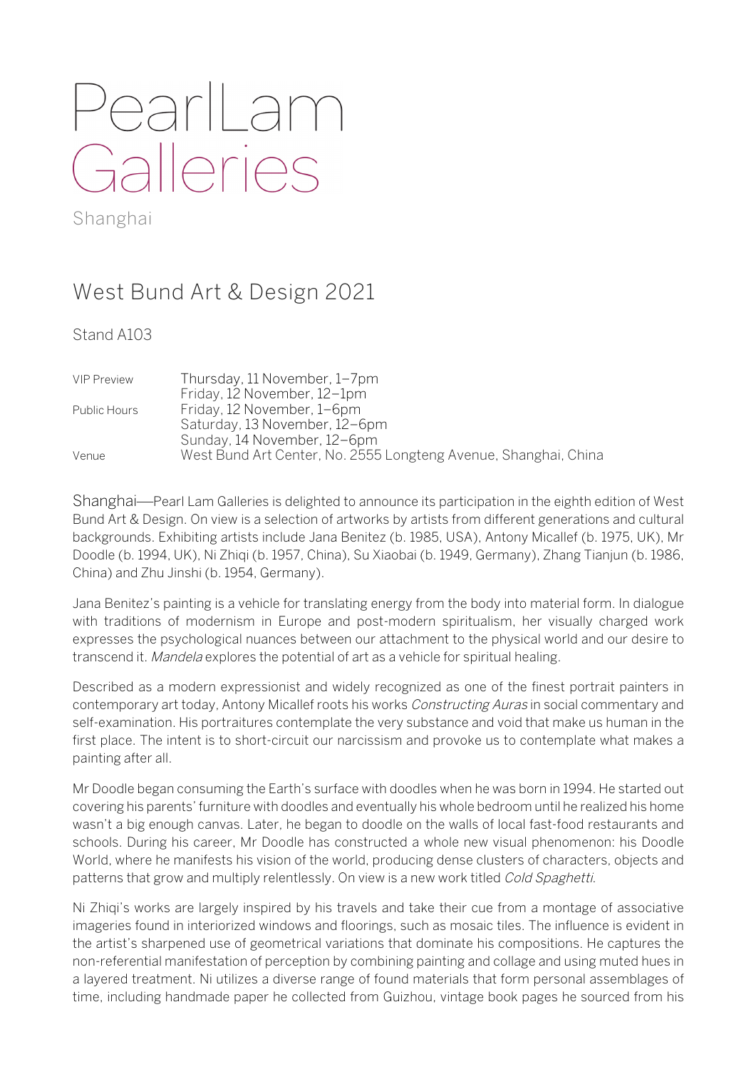# Pearl Lam Galleries

Shanghai

## West Bund Art & Design 2021

Stand A103

| | |
|---|---|
| VIP Preview | Thursday, 11 November, 1–7pm |
| | Friday, 12 November, 12–1pm |
| Public Hours | Friday, 12 November, 1–6pm |
| | Saturday, 13 November, 12–6pm |
| | Sunday, 14 November, 12–6pm |
| Venue | West Bund Art Center, No. 2555 Longteng Avenue, Shanghai, China |

Shanghai—Pearl Lam Galleries is delighted to announce its participation in the eighth edition of West Bund Art & Design. On view is a selection of artworks by artists from different generations and cultural backgrounds. Exhibiting artists include Jana Benitez (b. 1985, USA), Antony Micallef (b. 1975, UK), Mr Doodle (b. 1994, UK), Ni Zhiqi (b. 1957, China), Su Xiaobai (b. 1949, Germany), Zhang Tianjun (b. 1986, China) and Zhu Jinshi (b. 1954, Germany).

Jana Benitez's painting is a vehicle for translating energy from the body into material form. In dialogue with traditions of modernism in Europe and post-modern spiritualism, her visually charged work expresses the psychological nuances between our attachment to the physical world and our desire to transcend it. *Mandela* explores the potential of art as a vehicle for spiritual healing.

Described as a modern expressionist and widely recognized as one of the finest portrait painters in contemporary art today, Antony Micallef roots his works *Constructing Auras* in social commentary and self-examination. His portraitures contemplate the very substance and void that make us human in the first place. The intent is to short-circuit our narcissism and provoke us to contemplate what makes a painting after all.

Mr Doodle began consuming the Earth's surface with doodles when he was born in 1994. He started out covering his parents' furniture with doodles and eventually his whole bedroom until he realized his home wasn't a big enough canvas. Later, he began to doodle on the walls of local fast-food restaurants and schools. During his career, Mr Doodle has constructed a whole new visual phenomenon: his Doodle World, where he manifests his vision of the world, producing dense clusters of characters, objects and patterns that grow and multiply relentlessly. On view is a new work titled *Cold Spaghetti*.

Ni Zhiqi's works are largely inspired by his travels and take their cue from a montage of associative imageries found in interiorized windows and floorings, such as mosaic tiles. The influence is evident in the artist's sharpened use of geometrical variations that dominate his compositions. He captures the non-referential manifestation of perception by combining painting and collage and using muted hues in a layered treatment. Ni utilizes a diverse range of found materials that form personal assemblages of time, including handmade paper he collected from Guizhou, vintage book pages he sourced from his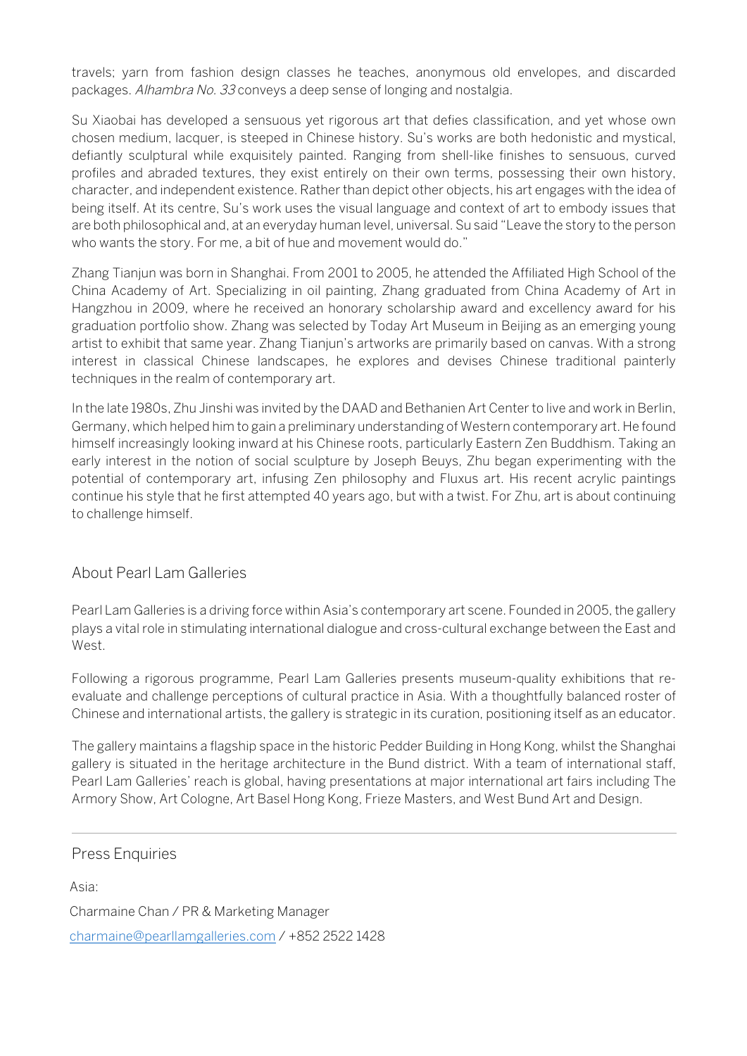travels; yarn from fashion design classes he teaches, anonymous old envelopes, and discarded packages. *Alhambra No. 33* conveys a deep sense of longing and nostalgia.

Su Xiaobai has developed a sensuous yet rigorous art that defies classification, and yet whose own chosen medium, lacquer, is steeped in Chinese history. Su's works are both hedonistic and mystical, defiantly sculptural while exquisitely painted. Ranging from shell-like finishes to sensuous, curved profiles and abraded textures, they exist entirely on their own terms, possessing their own history, character, and independent existence. Rather than depict other objects, his art engages with the idea of being itself. At its centre, Su's work uses the visual language and context of art to embody issues that are both philosophical and, at an everyday human level, universal. Su said "Leave the story to the person who wants the story. For me, a bit of hue and movement would do."

Zhang Tianjun was born in Shanghai. From 2001 to 2005, he attended the Affiliated High School of the China Academy of Art. Specializing in oil painting, Zhang graduated from China Academy of Art in Hangzhou in 2009, where he received an honorary scholarship award and excellency award for his graduation portfolio show. Zhang was selected by Today Art Museum in Beijing as an emerging young artist to exhibit that same year. Zhang Tianjun's artworks are primarily based on canvas. With a strong interest in classical Chinese landscapes, he explores and devises Chinese traditional painterly techniques in the realm of contemporary art.

In the late 1980s, Zhu Jinshi was invited by the DAAD and Bethanien Art Center to live and work in Berlin, Germany, which helped him to gain a preliminary understanding of Western contemporary art. He found himself increasingly looking inward at his Chinese roots, particularly Eastern Zen Buddhism. Taking an early interest in the notion of social sculpture by Joseph Beuys, Zhu began experimenting with the potential of contemporary art, infusing Zen philosophy and Fluxus art. His recent acrylic paintings continue his style that he first attempted 40 years ago, but with a twist. For Zhu, art is about continuing to challenge himself.

## About Pearl Lam Galleries

Pearl Lam Galleries is a driving force within Asia's contemporary art scene. Founded in 2005, the gallery plays a vital role in stimulating international dialogue and cross-cultural exchange between the East and West.

Following a rigorous programme, Pearl Lam Galleries presents museum-quality exhibitions that re-evaluate and challenge perceptions of cultural practice in Asia. With a thoughtfully balanced roster of Chinese and international artists, the gallery is strategic in its curation, positioning itself as an educator.

The gallery maintains a flagship space in the historic Pedder Building in Hong Kong, whilst the Shanghai gallery is situated in the heritage architecture in the Bund district. With a team of international staff, Pearl Lam Galleries' reach is global, having presentations at major international art fairs including The Armory Show, Art Cologne, Art Basel Hong Kong, Frieze Masters, and West Bund Art and Design.

---

## Press Enquiries

Asia:

Charmaine Chan / PR & Marketing Manager

charmaine@pearllamgalleries.com / +852 2522 1428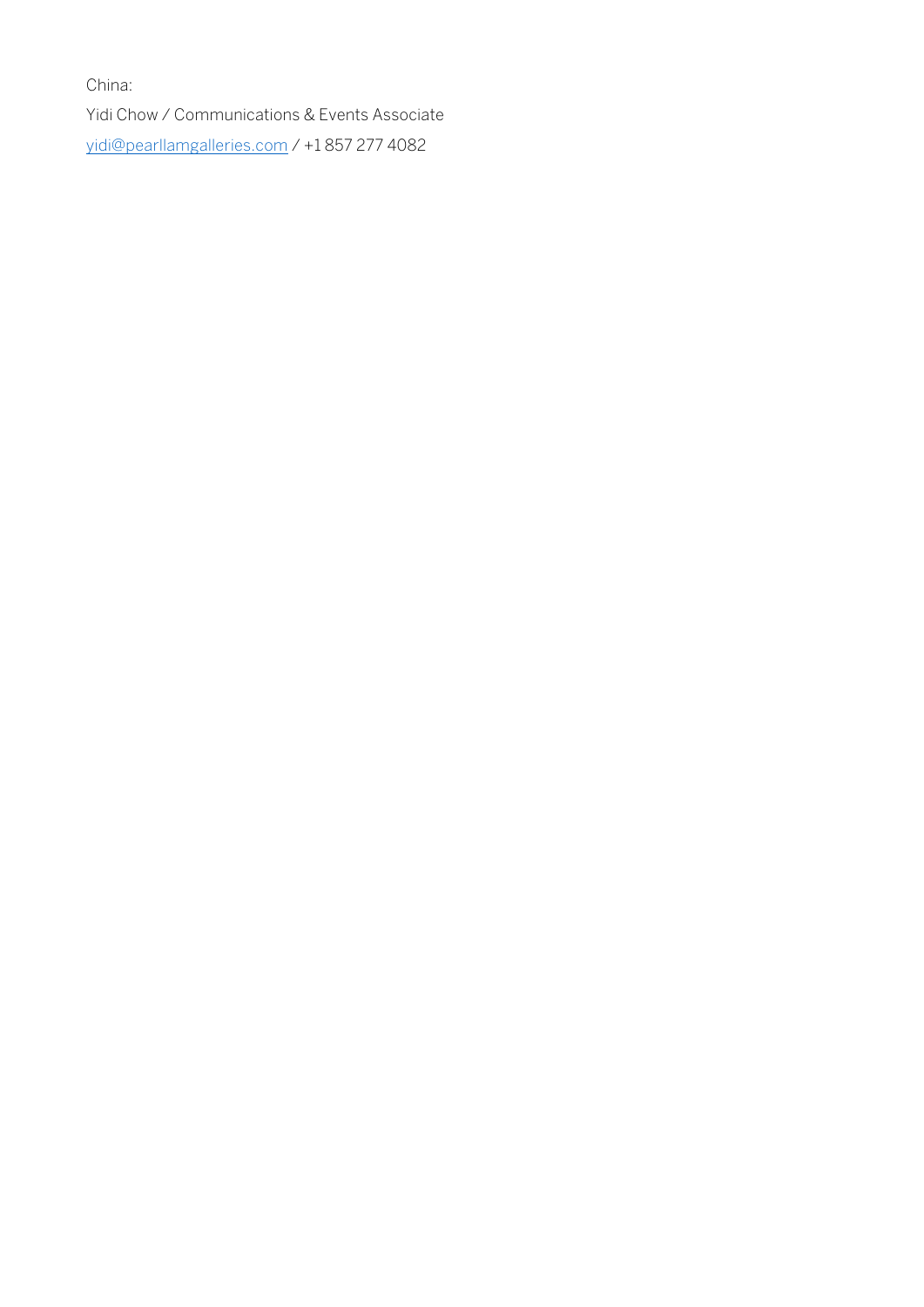China:

Yidi Chow / Communications & Events Associate

[yidi@pearllamgalleries.com](mailto:yidi@pearllamgalleries.com) / +1 857 277 4082